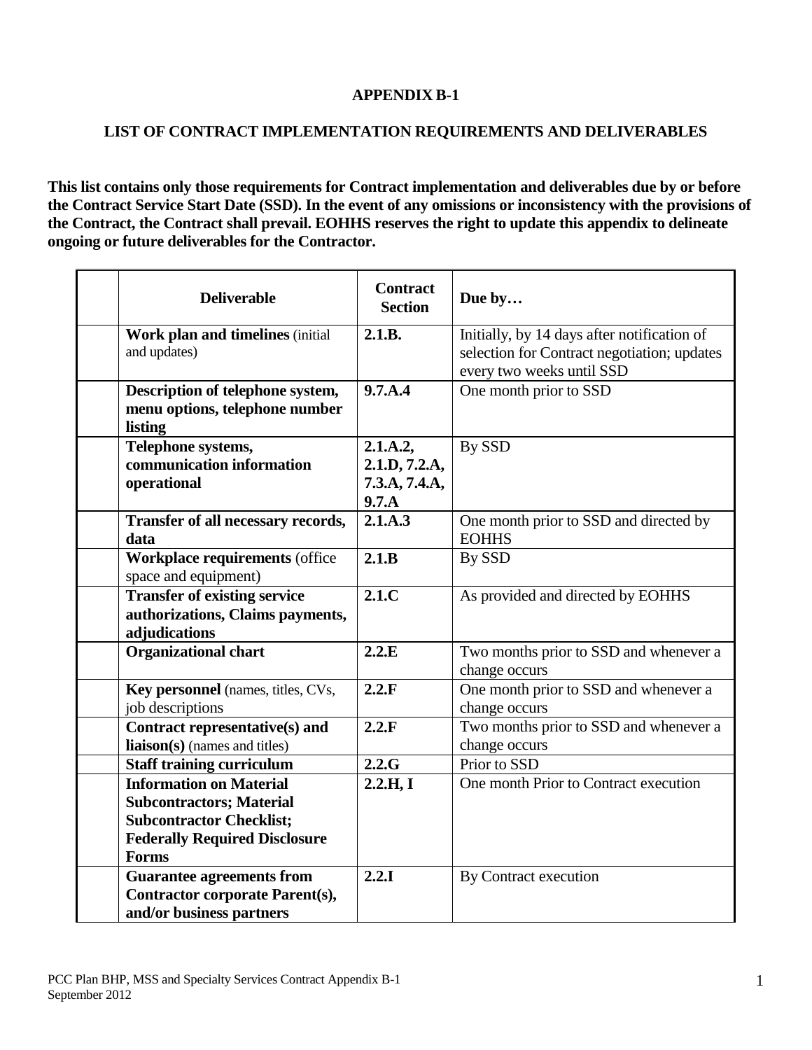**APPENDIX B-1**

**LIST OF CONTRACT IMPLEMENTATION REQUIREMENTS AND DELIVERABLES**

**This list contains only those requirements for Contract implementation and deliverables due by or before the Contract Service Start Date (SSD). In the event of any omissions or inconsistency with the provisions of the Contract, the Contract shall prevail. EOHHS reserves the right to update this appendix to delineate ongoing or future deliverables for the Contractor.**

| | Deliverable | Contract Section | Due by… |
|---|---|---|---|
| | **Work plan and timelines** (initial and updates) | **2.1.B.** | Initially, by 14 days after notification of selection for Contract negotiation; updates every two weeks until SSD |
| | **Description of telephone system, menu options, telephone number listing** | **9.7.A.4** | One month prior to SSD |
| | **Telephone systems, communication information operational** | **2.1.A.2, 2.1.D, 7.2.A, 7.3.A, 7.4.A, 9.7.A** | By SSD |
| | **Transfer of all necessary records, data** | **2.1.A.3** | One month prior to SSD and directed by EOHHS |
| | **Workplace requirements** (office space and equipment) | **2.1.B** | By SSD |
| | **Transfer of existing service authorizations, Claims payments, adjudications** | **2.1.C** | As provided and directed by EOHHS |
| | **Organizational chart** | **2.2.E** | Two months prior to SSD and whenever a change occurs |
| | **Key personnel** (names, titles, CVs, job descriptions | **2.2.F** | One month prior to SSD and whenever a change occurs |
| | **Contract representative(s) and liaison(s)** (names and titles) | **2.2.F** | Two months prior to SSD and whenever a change occurs |
| | **Staff training curriculum** | **2.2.G** | Prior to SSD |
| | **Information on Material Subcontractors; Material Subcontractor Checklist; Federally Required Disclosure Forms** | **2.2.H, I** | One month Prior to Contract execution |
| | **Guarantee agreements from Contractor corporate Parent(s), and/or business partners** | **2.2.I** | By Contract execution |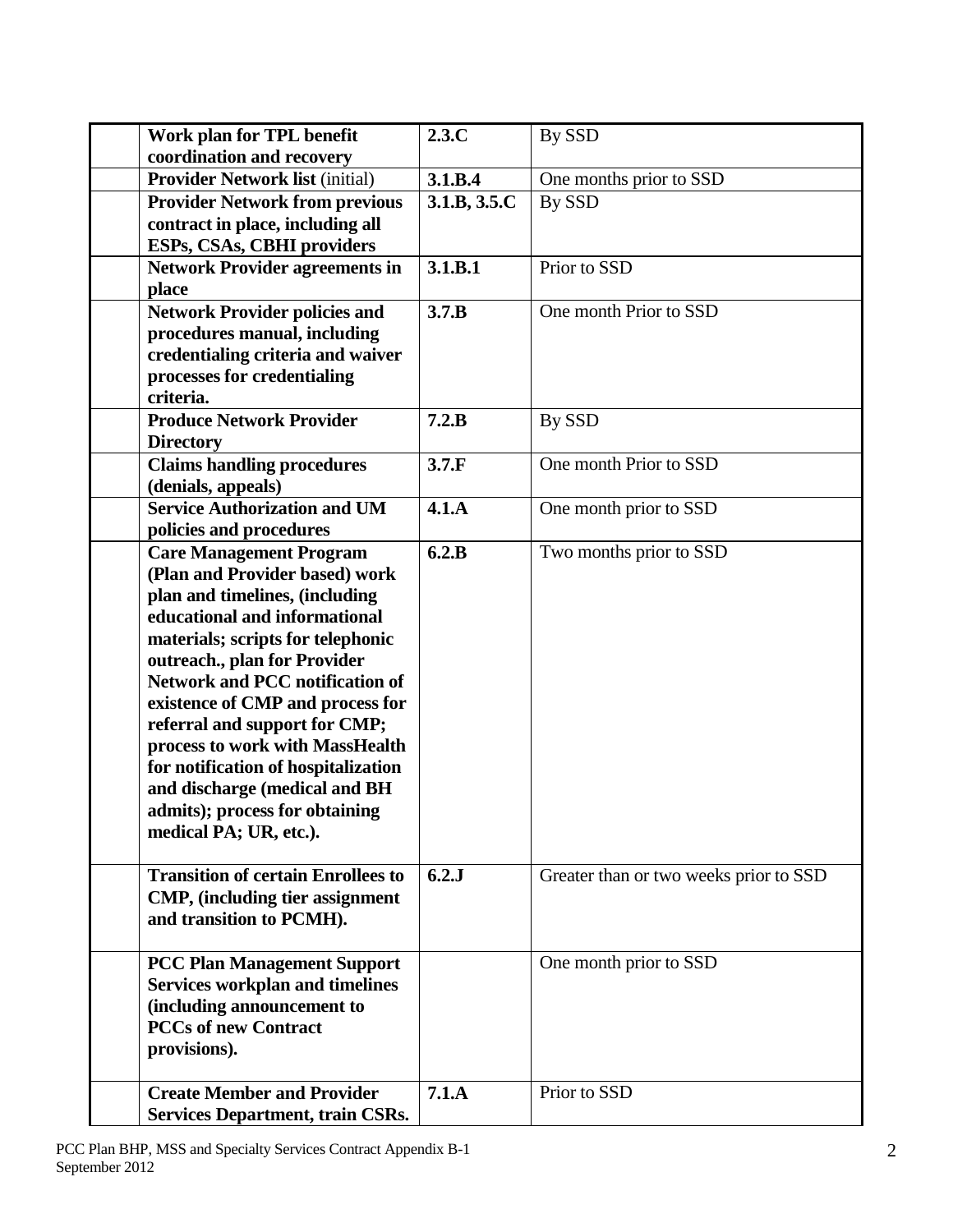| | | | |
|---|---|---|---|
| | **Work plan for TPL benefit coordination and recovery** | **2.3.C** | By SSD |
| | **Provider Network list** (initial) | **3.1.B.4** | One months prior to SSD |
| | **Provider Network from previous contract in place, including all ESPs, CSAs, CBHI providers** | **3.1.B, 3.5.C** | By SSD |
| | **Network Provider agreements in place** | **3.1.B.1** | Prior to SSD |
| | **Network Provider policies and procedures manual, including credentialing criteria and waiver processes for credentialing criteria.** | **3.7.B** | One month Prior to SSD |
| | **Produce Network Provider Directory** | **7.2.B** | By SSD |
| | **Claims handling procedures (denials, appeals)** | **3.7.F** | One month Prior to SSD |
| | **Service Authorization and UM policies and procedures** | **4.1.A** | One month prior to SSD |
| | **Care Management Program (Plan and Provider based) work plan and timelines, (including educational and informational materials; scripts for telephonic outreach., plan for Provider Network and PCC notification of existence of CMP and process for referral and support for CMP; process to work with MassHealth for notification of hospitalization and discharge (medical and BH admits); process for obtaining medical PA; UR, etc.).** | **6.2.B** | Two months prior to SSD |
| | **Transition of certain Enrollees to CMP, (including tier assignment and transition to PCMH).** | **6.2.J** | Greater than or two weeks prior to SSD |
| | **PCC Plan Management Support Services workplan and timelines (including announcement to PCCs of new Contract provisions).** | | One month prior to SSD |
| | **Create Member and Provider Services Department, train CSRs.** | **7.1.A** | Prior to SSD |

PCC Plan BHP, MSS and Specialty Services Contract Appendix B-1
September 2012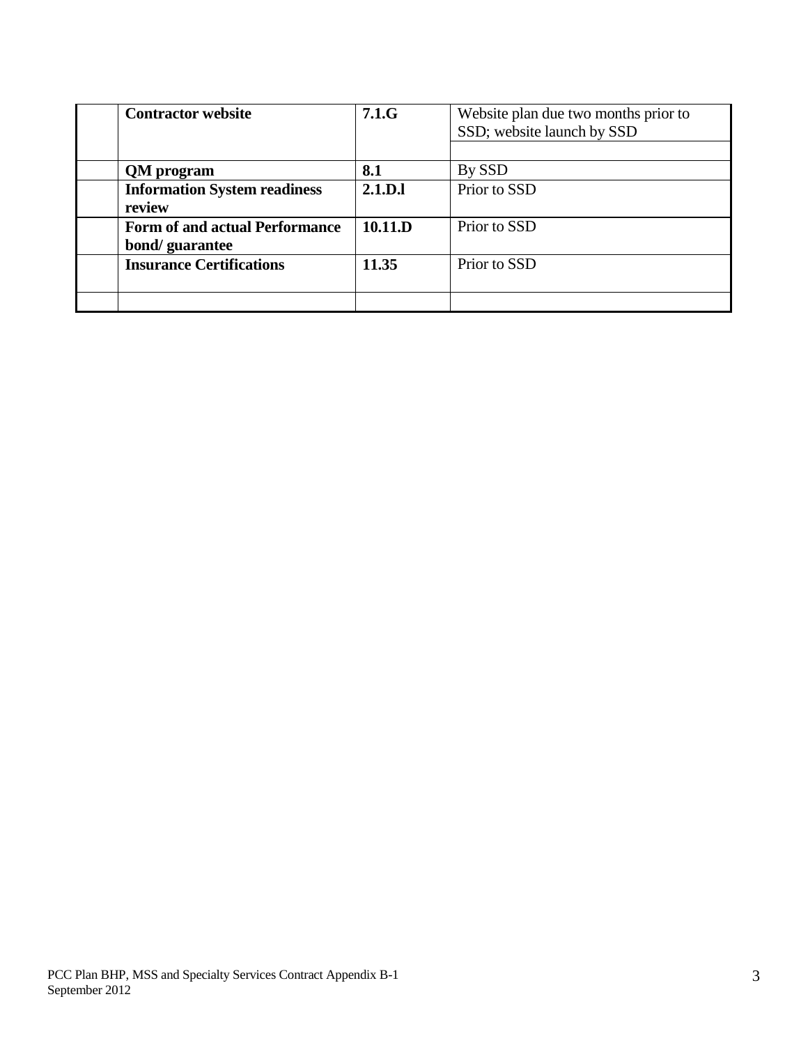| | | | |
|---|---|---|---|
| | **Contractor website** | **7.1.G** | Website plan due two months prior to SSD; website launch by SSD |
| | **QM program** | **8.1** | By SSD |
| | **Information System readiness review** | **2.1.D.l** | Prior to SSD |
| | **Form of and actual Performance bond/ guarantee** | **10.11.D** | Prior to SSD |
| | **Insurance Certifications** | **11.35** | Prior to SSD |
| | | | |

PCC Plan BHP, MSS and Specialty Services Contract Appendix B-1
September 2012